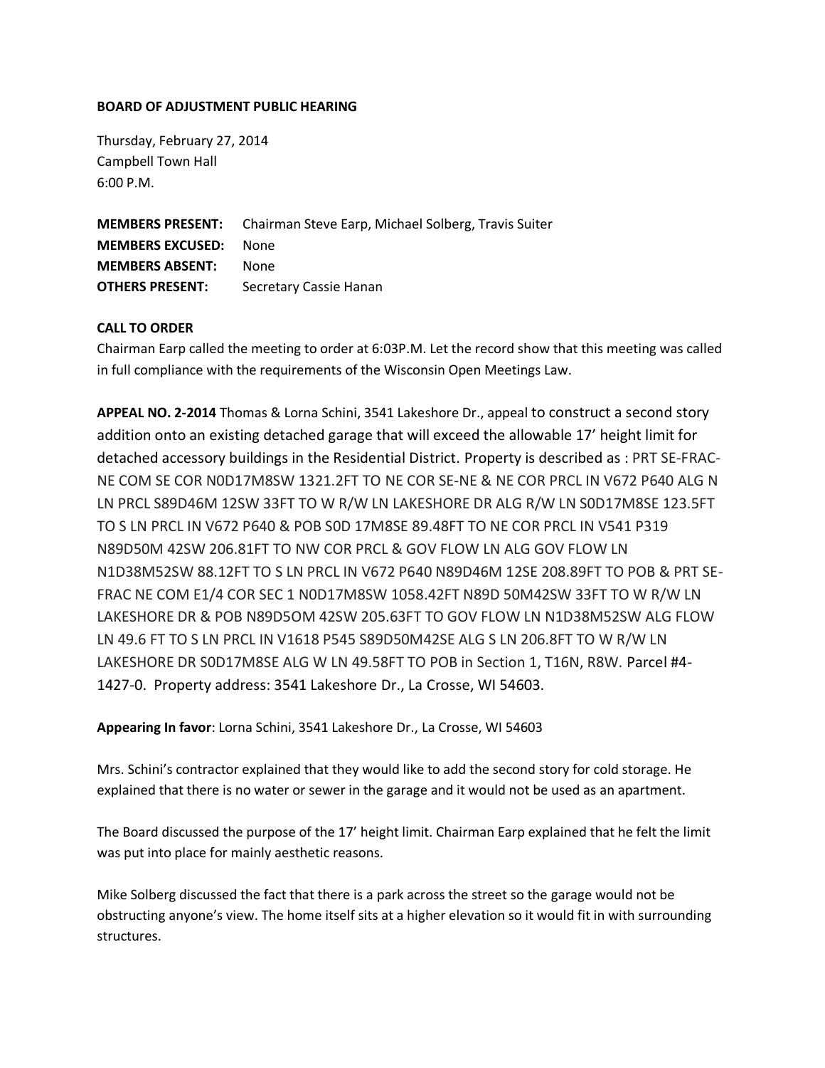**BOARD OF ADJUSTMENT PUBLIC HEARING**

Thursday, February 27, 2014
Campbell Town Hall
6:00 P.M.

**MEMBERS PRESENT:** Chairman Steve Earp, Michael Solberg, Travis Suiter
**MEMBERS EXCUSED:** None
**MEMBERS ABSENT:** None
**OTHERS PRESENT:** Secretary Cassie Hanan

**CALL TO ORDER**
Chairman Earp called the meeting to order at 6:03P.M. Let the record show that this meeting was called in full compliance with the requirements of the Wisconsin Open Meetings Law.

**APPEAL NO. 2-2014** Thomas & Lorna Schini, 3541 Lakeshore Dr., appeal to construct a second story addition onto an existing detached garage that will exceed the allowable 17' height limit for detached accessory buildings in the Residential District. Property is described as : PRT SE-FRAC-NE COM SE COR N0D17M8SW 1321.2FT TO NE COR SE-NE & NE COR PRCL IN V672 P640 ALG N LN PRCL S89D46M 12SW 33FT TO W R/W LN LAKESHORE DR ALG R/W LN S0D17M8SE 123.5FT TO S LN PRCL IN V672 P640 & POB S0D 17M8SE 89.48FT TO NE COR PRCL IN V541 P319 N89D50M 42SW 206.81FT TO NW COR PRCL & GOV FLOW LN ALG GOV FLOW LN N1D38M52SW 88.12FT TO S LN PRCL IN V672 P640 N89D46M 12SE 208.89FT TO POB & PRT SE-FRAC NE COM E1/4 COR SEC 1 N0D17M8SW 1058.42FT N89D 50M42SW 33FT TO W R/W LN LAKESHORE DR & POB N89D5OM 42SW 205.63FT TO GOV FLOW LN N1D38M52SW ALG FLOW LN 49.6 FT TO S LN PRCL IN V1618 P545 S89D50M42SE ALG S LN 206.8FT TO W R/W LN LAKESHORE DR S0D17M8SE ALG W LN 49.58FT TO POB in Section 1, T16N, R8W. Parcel #4-1427-0. Property address: 3541 Lakeshore Dr., La Crosse, WI 54603.

**Appearing In favor**: Lorna Schini, 3541 Lakeshore Dr., La Crosse, WI 54603

Mrs. Schini's contractor explained that they would like to add the second story for cold storage. He explained that there is no water or sewer in the garage and it would not be used as an apartment.

The Board discussed the purpose of the 17' height limit. Chairman Earp explained that he felt the limit was put into place for mainly aesthetic reasons.

Mike Solberg discussed the fact that there is a park across the street so the garage would not be obstructing anyone's view. The home itself sits at a higher elevation so it would fit in with surrounding structures.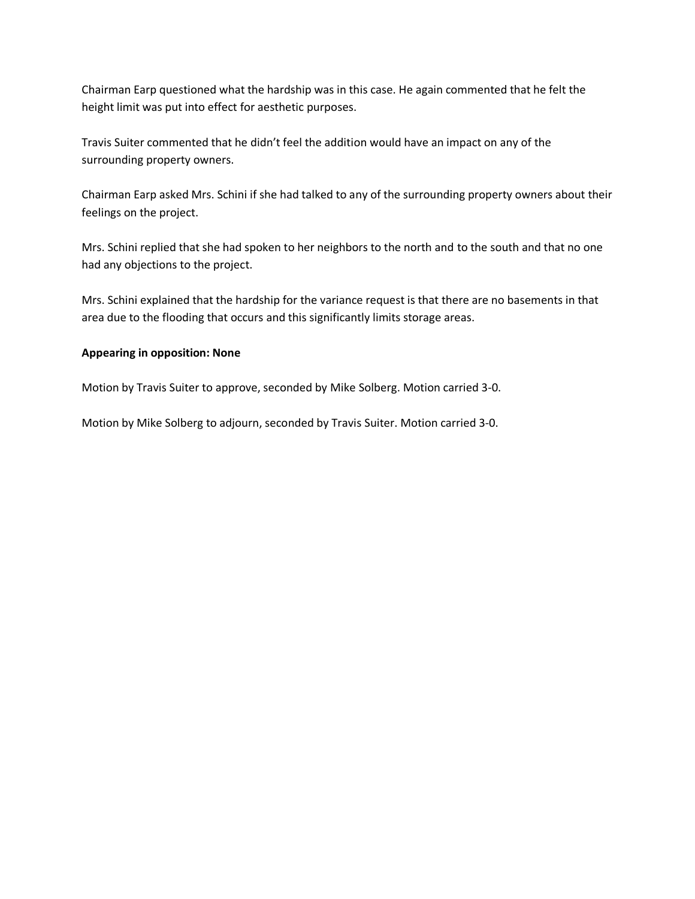Chairman Earp questioned what the hardship was in this case. He again commented that he felt the height limit was put into effect for aesthetic purposes.

Travis Suiter commented that he didn't feel the addition would have an impact on any of the surrounding property owners.

Chairman Earp asked Mrs. Schini if she had talked to any of the surrounding property owners about their feelings on the project.

Mrs. Schini replied that she had spoken to her neighbors to the north and to the south and that no one had any objections to the project.

Mrs. Schini explained that the hardship for the variance request is that there are no basements in that area due to the flooding that occurs and this significantly limits storage areas.

**Appearing in opposition: None**

Motion by Travis Suiter to approve, seconded by Mike Solberg. Motion carried 3-0.

Motion by Mike Solberg to adjourn, seconded by Travis Suiter. Motion carried 3-0.